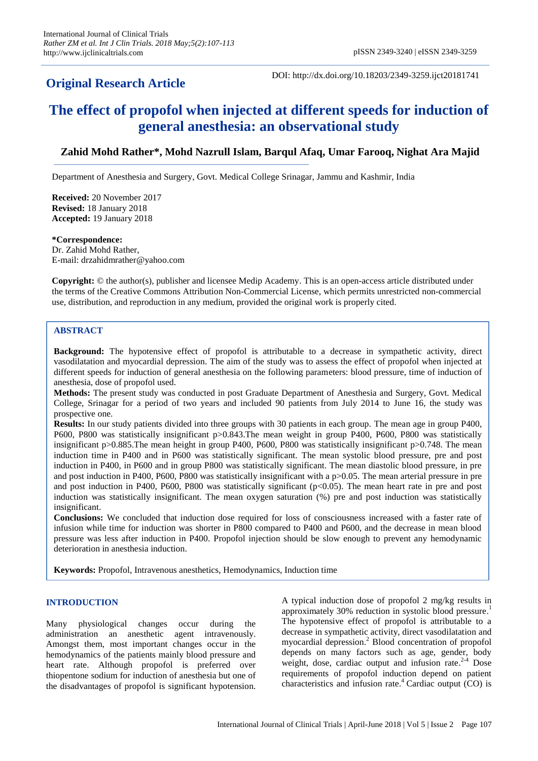**Original Research Article**

DOI: http://dx.doi.org/10.18203/2349-3259.ijct20181741

# The effect of propofol when injected at different speeds for induction of general anesthesia: an observational study

**Zahid Mohd Rather\*, Mohd Nazrull Islam, Barqul Afaq, Umar Farooq, Nighat Ara Majid**

Department of Anesthesia and Surgery, Govt. Medical College Srinagar, Jammu and Kashmir, India

**Received:** 20 November 2017
**Revised:** 18 January 2018
**Accepted:** 19 January 2018

**\*Correspondence:**
Dr. Zahid Mohd Rather,
E-mail: drzahidmrather@yahoo.com

**Copyright:** © the author(s), publisher and licensee Medip Academy. This is an open-access article distributed under the terms of the Creative Commons Attribution Non-Commercial License, which permits unrestricted non-commercial use, distribution, and reproduction in any medium, provided the original work is properly cited.

## ABSTRACT

**Background:** The hypotensive effect of propofol is attributable to a decrease in sympathetic activity, direct vasodilatation and myocardial depression. The aim of the study was to assess the effect of propofol when injected at different speeds for induction of general anesthesia on the following parameters: blood pressure, time of induction of anesthesia, dose of propofol used.

**Methods:** The present study was conducted in post Graduate Department of Anesthesia and Surgery, Govt. Medical College, Srinagar for a period of two years and included 90 patients from July 2014 to June 16, the study was prospective one.

**Results:** In our study patients divided into three groups with 30 patients in each group. The mean age in group P400, P600, P800 was statistically insignificant p>0.843.The mean weight in group P400, P600, P800 was statistically insignificant p>0.885.The mean height in group P400, P600, P800 was statistically insignificant p>0.748. The mean induction time in P400 and in P600 was statistically significant. The mean systolic blood pressure, pre and post induction in P400, in P600 and in group P800 was statistically significant. The mean diastolic blood pressure, in pre and post induction in P400, P600, P800 was statistically insignificant with a p>0.05. The mean arterial pressure in pre and post induction in P400, P600, P800 was statistically significant (p<0.05). The mean heart rate in pre and post induction was statistically insignificant. The mean oxygen saturation (%) pre and post induction was statistically insignificant.

**Conclusions:** We concluded that induction dose required for loss of consciousness increased with a faster rate of infusion while time for induction was shorter in P800 compared to P400 and P600, and the decrease in mean blood pressure was less after induction in P400. Propofol injection should be slow enough to prevent any hemodynamic deterioration in anesthesia induction.

**Keywords:** Propofol, Intravenous anesthetics, Hemodynamics, Induction time

## INTRODUCTION

Many physiological changes occur during the administration an anesthetic agent intravenously. Amongst them, most important changes occur in the hemodynamics of the patients mainly blood pressure and heart rate. Although propofol is preferred over thiopentone sodium for induction of anesthesia but one of the disadvantages of propofol is significant hypotension.

A typical induction dose of propofol 2 mg/kg results in approximately 30% reduction in systolic blood pressure.[1] The hypotensive effect of propofol is attributable to a decrease in sympathetic activity, direct vasodilatation and myocardial depression.[2] Blood concentration of propofol depends on many factors such as age, gender, body weight, dose, cardiac output and infusion rate.[2-4] Dose requirements of propofol induction depend on patient characteristics and infusion rate.[4] Cardiac output (CO) is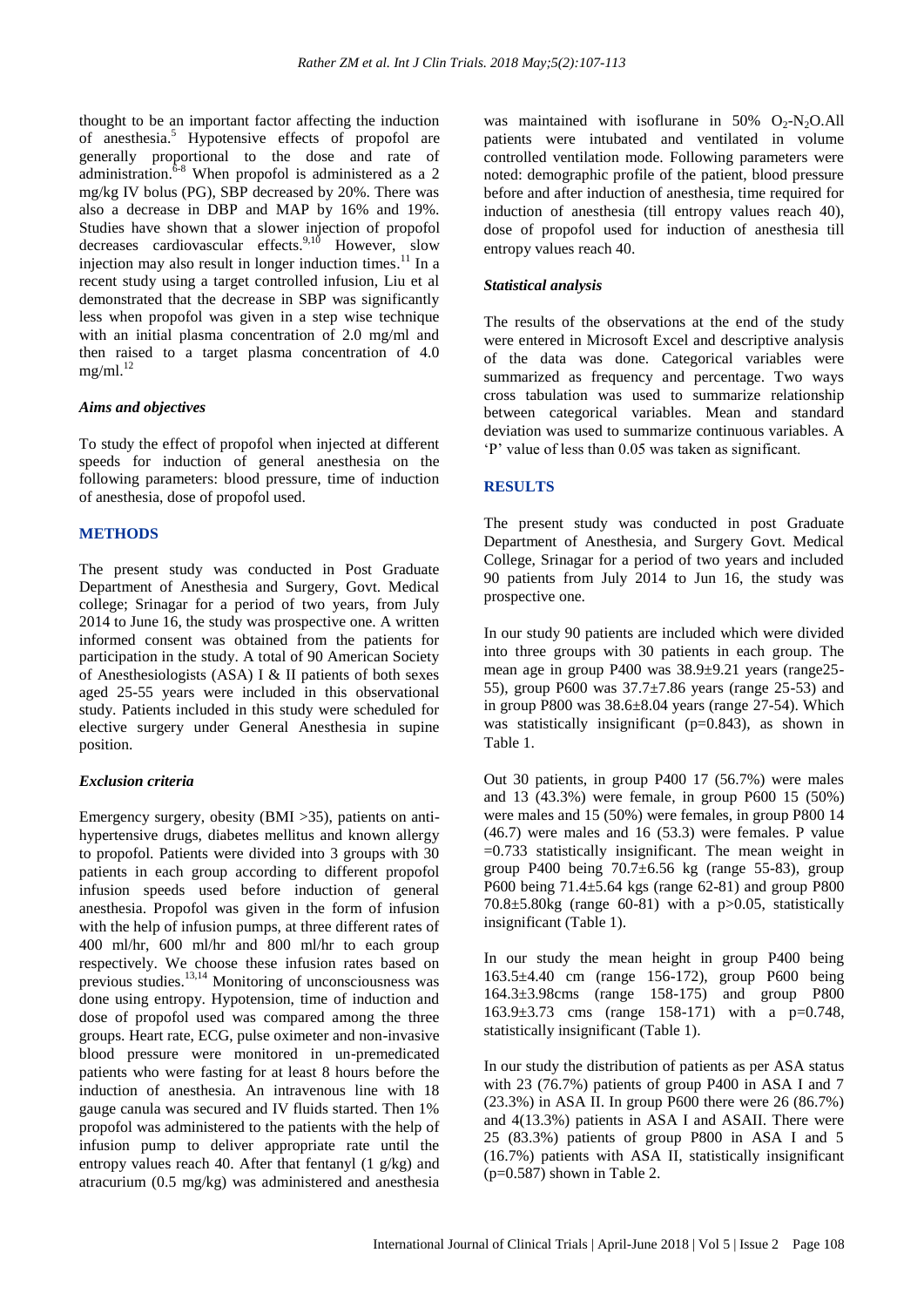thought to be an important factor affecting the induction of anesthesia.[5] Hypotensive effects of propofol are generally proportional to the dose and rate of administration.[6-8] When propofol is administered as a 2 mg/kg IV bolus (PG), SBP decreased by 20%. There was also a decrease in DBP and MAP by 16% and 19%. Studies have shown that a slower injection of propofol decreases cardiovascular effects.[9,10] However, slow injection may also result in longer induction times.[11] In a recent study using a target controlled infusion, Liu et al demonstrated that the decrease in SBP was significantly less when propofol was given in a step wise technique with an initial plasma concentration of 2.0 mg/ml and then raised to a target plasma concentration of 4.0 mg/ml.[12]

### *Aims and objectives*

To study the effect of propofol when injected at different speeds for induction of general anesthesia on the following parameters: blood pressure, time of induction of anesthesia, dose of propofol used.

## METHODS

The present study was conducted in Post Graduate Department of Anesthesia and Surgery, Govt. Medical college; Srinagar for a period of two years, from July 2014 to June 16, the study was prospective one. A written informed consent was obtained from the patients for participation in the study. A total of 90 American Society of Anesthesiologists (ASA) I & II patients of both sexes aged 25-55 years were included in this observational study. Patients included in this study were scheduled for elective surgery under General Anesthesia in supine position.

### *Exclusion criteria*

Emergency surgery, obesity (BMI >35), patients on anti-hypertensive drugs, diabetes mellitus and known allergy to propofol. Patients were divided into 3 groups with 30 patients in each group according to different propofol infusion speeds used before induction of general anesthesia. Propofol was given in the form of infusion with the help of infusion pumps, at three different rates of 400 ml/hr, 600 ml/hr and 800 ml/hr to each group respectively. We choose these infusion rates based on previous studies.[13,14] Monitoring of unconsciousness was done using entropy. Hypotension, time of induction and dose of propofol used was compared among the three groups. Heart rate, ECG, pulse oximeter and non-invasive blood pressure were monitored in un-premedicated patients who were fasting for at least 8 hours before the induction of anesthesia. An intravenous line with 18 gauge canula was secured and IV fluids started. Then 1% propofol was administered to the patients with the help of infusion pump to deliver appropriate rate until the entropy values reach 40. After that fentanyl (1 g/kg) and atracurium (0.5 mg/kg) was administered and anesthesia was maintained with isoflurane in 50% $O_2$-$N_2O$.All patients were intubated and ventilated in volume controlled ventilation mode. Following parameters were noted: demographic profile of the patient, blood pressure before and after induction of anesthesia, time required for induction of anesthesia (till entropy values reach 40), dose of propofol used for induction of anesthesia till entropy values reach 40.

### *Statistical analysis*

The results of the observations at the end of the study were entered in Microsoft Excel and descriptive analysis of the data was done. Categorical variables were summarized as frequency and percentage. Two ways cross tabulation was used to summarize relationship between categorical variables. Mean and standard deviation was used to summarize continuous variables. A 'P' value of less than 0.05 was taken as significant.

## RESULTS

The present study was conducted in post Graduate Department of Anesthesia, and Surgery Govt. Medical College, Srinagar for a period of two years and included 90 patients from July 2014 to Jun 16, the study was prospective one.

In our study 90 patients are included which were divided into three groups with 30 patients in each group. The mean age in group P400 was 38.9±9.21 years (range25-55), group P600 was 37.7±7.86 years (range 25-53) and in group P800 was 38.6±8.04 years (range 27-54). Which was statistically insignificant (p=0.843), as shown in Table 1.

Out 30 patients, in group P400 17 (56.7%) were males and 13 (43.3%) were female, in group P600 15 (50%) were males and 15 (50%) were females, in group P800 14 (46.7) were males and 16 (53.3) were females. P value =0.733 statistically insignificant. The mean weight in group P400 being 70.7±6.56 kg (range 55-83), group P600 being 71.4±5.64 kgs (range 62-81) and group P800 70.8±5.80kg (range 60-81) with a p>0.05, statistically insignificant (Table 1).

In our study the mean height in group P400 being 163.5±4.40 cm (range 156-172), group P600 being 164.3±3.98cms (range 158-175) and group P800 163.9±3.73 cms (range 158-171) with a p=0.748, statistically insignificant (Table 1).

In our study the distribution of patients as per ASA status with 23 (76.7%) patients of group P400 in ASA I and 7 (23.3%) in ASA II. In group P600 there were 26 (86.7%) and 4(13.3%) patients in ASA I and ASAII. There were 25 (83.3%) patients of group P800 in ASA I and 5 (16.7%) patients with ASA II, statistically insignificant (p=0.587) shown in Table 2.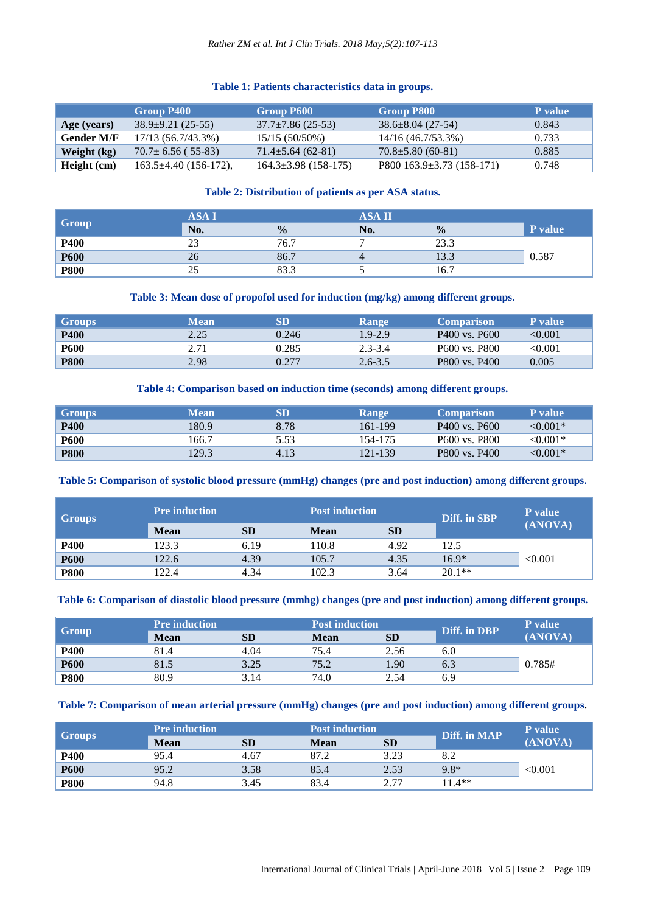**Table 1: Patients characteristics data in groups.**

| | Group P400 | Group P600 | Group P800 | P value |
|---|---|---|---|---|
| **Age (years)** | 38.9±9.21 (25-55) | 37.7±7.86 (25-53) | 38.6±8.04 (27-54) | 0.843 |
| **Gender M/F** | 17/13 (56.7/43.3%) | 15/15 (50/50%) | 14/16 (46.7/53.3%) | 0.733 |
| **Weight (kg)** | 70.7± 6.56 ( 55-83) | 71.4±5.64 (62-81) | 70.8±5.80 (60-81) | 0.885 |
| **Height (cm)** | 163.5±4.40 (156-172), | 164.3±3.98 (158-175) | P800 163.9±3.73 (158-171) | 0.748 |

**Table 2: Distribution of patients as per ASA status.**

| Group | ASA I | | ASA II | | P value |
|---|---|---|---|---|---|
| | No. | % | No. | % | |
| **P400** | 23 | 76.7 | 7 | 23.3 | 0.587 |
| **P600** | 26 | 86.7 | 4 | 13.3 | |
| **P800** | 25 | 83.3 | 5 | 16.7 | |

**Table 3: Mean dose of propofol used for induction (mg/kg) among different groups.**

| Groups | Mean | SD | Range | Comparison | P value |
|---|---|---|---|---|---|
| **P400** | 2.25 | 0.246 | 1.9-2.9 | P400 vs. P600 | <0.001 |
| **P600** | 2.71 | 0.285 | 2.3-3.4 | P600 vs. P800 | <0.001 |
| **P800** | 2.98 | 0.277 | 2.6-3.5 | P800 vs. P400 | 0.005 |

**Table 4: Comparison based on induction time (seconds) among different groups.**

| Groups | Mean | SD | Range | Comparison | P value |
|---|---|---|---|---|---|
| **P400** | 180.9 | 8.78 | 161-199 | P400 vs. P600 | <0.001* |
| **P600** | 166.7 | 5.53 | 154-175 | P600 vs. P800 | <0.001* |
| **P800** | 129.3 | 4.13 | 121-139 | P800 vs. P400 | <0.001* |

**Table 5: Comparison of systolic blood pressure (mmHg) changes (pre and post induction) among different groups.**

| Groups | Pre induction | | Post induction | | Diff. in SBP | P value (ANOVA) |
|---|---|---|---|---|---|---|
| | Mean | SD | Mean | SD | | |
| **P400** | 123.3 | 6.19 | 110.8 | 4.92 | 12.5 | <0.001 |
| **P600** | 122.6 | 4.39 | 105.7 | 4.35 | 16.9* | |
| **P800** | 122.4 | 4.34 | 102.3 | 3.64 | 20.1** | |

**Table 6: Comparison of diastolic blood pressure (mmhg) changes (pre and post induction) among different groups.**

| Group | Pre induction | | Post induction | | Diff. in DBP | P value (ANOVA) |
|---|---|---|---|---|---|---|
| | Mean | SD | Mean | SD | | |
| **P400** | 81.4 | 4.04 | 75.4 | 2.56 | 6.0 | 0.785# |
| **P600** | 81.5 | 3.25 | 75.2 | 1.90 | 6.3 | |
| **P800** | 80.9 | 3.14 | 74.0 | 2.54 | 6.9 | |

**Table 7: Comparison of mean arterial pressure (mmHg) changes (pre and post induction) among different groups.**

| Groups | Pre induction | | Post induction | | Diff. in MAP | P value (ANOVA) |
|---|---|---|---|---|---|---|
| | Mean | SD | Mean | SD | | |
| **P400** | 95.4 | 4.67 | 87.2 | 3.23 | 8.2 | <0.001 |
| **P600** | 95.2 | 3.58 | 85.4 | 2.53 | 9.8* | |
| **P800** | 94.8 | 3.45 | 83.4 | 2.77 | 11.4** | |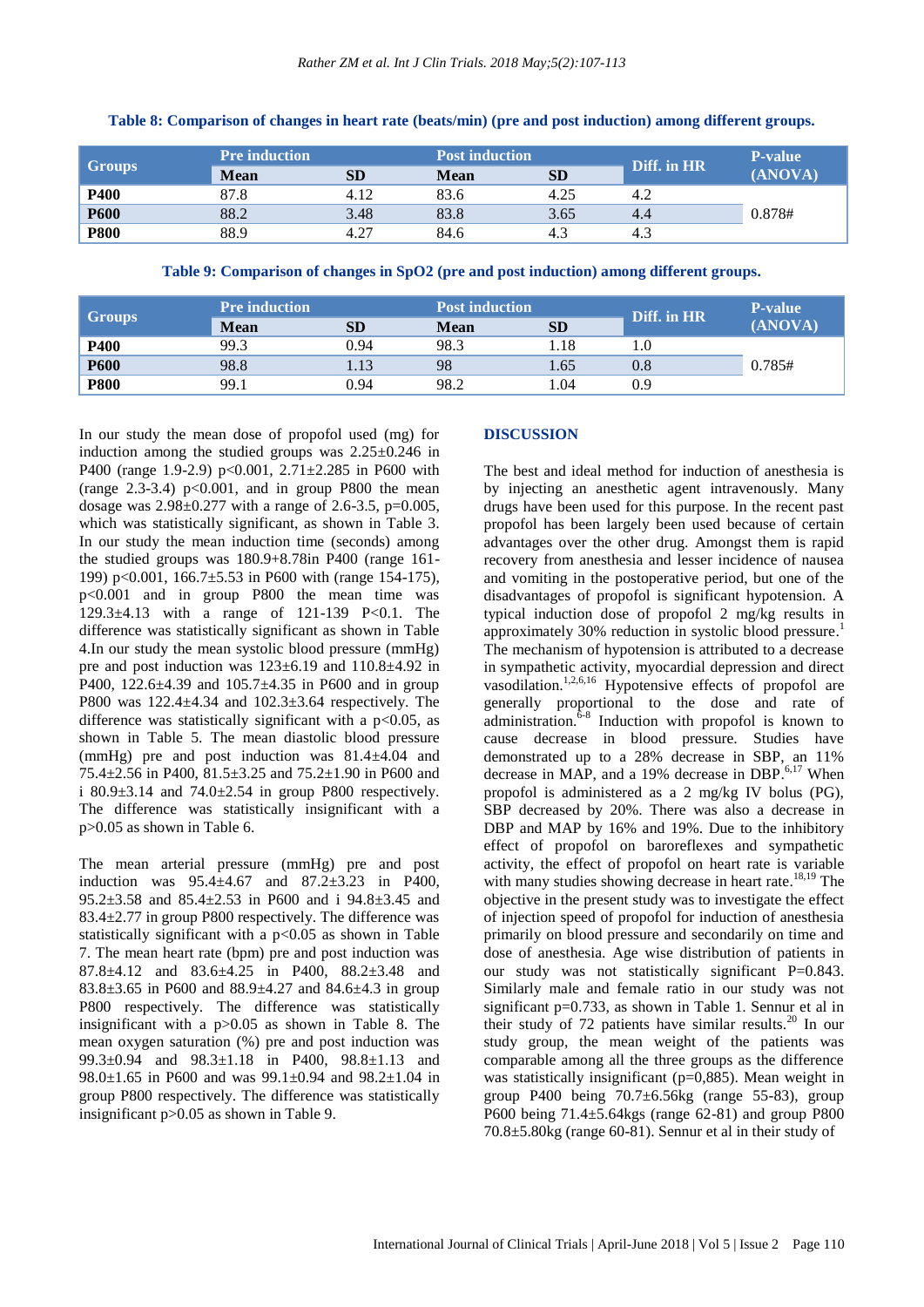**Table 8: Comparison of changes in heart rate (beats/min) (pre and post induction) among different groups.**

| Groups | Pre induction | | Post induction | | Diff. in HR | P-value (ANOVA) |
|---|---|---|---|---|---|---|
| | Mean | SD | Mean | SD | | |
| **P400** | 87.8 | 4.12 | 83.6 | 4.25 | 4.2 | |
| **P600** | 88.2 | 3.48 | 83.8 | 3.65 | 4.4 | 0.878# |
| **P800** | 88.9 | 4.27 | 84.6 | 4.3 | 4.3 | |

**Table 9: Comparison of changes in SpO2 (pre and post induction) among different groups.**

| Groups | Pre induction | | Post induction | | Diff. in HR | P-value (ANOVA) |
|---|---|---|---|---|---|---|
| | Mean | SD | Mean | SD | | |
| **P400** | 99.3 | 0.94 | 98.3 | 1.18 | 1.0 | |
| **P600** | 98.8 | 1.13 | 98 | 1.65 | 0.8 | 0.785# |
| **P800** | 99.1 | 0.94 | 98.2 | 1.04 | 0.9 | |

In our study the mean dose of propofol used (mg) for induction among the studied groups was 2.25±0.246 in P400 (range 1.9-2.9) p<0.001, 2.71±2.285 in P600 with (range 2.3-3.4) p<0.001, and in group P800 the mean dosage was 2.98±0.277 with a range of 2.6-3.5, p=0.005, which was statistically significant, as shown in Table 3. In our study the mean induction time (seconds) among the studied groups was 180.9+8.78in P400 (range 161-199) p<0.001, 166.7±5.53 in P600 with (range 154-175), p<0.001 and in group P800 the mean time was 129.3±4.13 with a range of 121-139 P<0.1. The difference was statistically significant as shown in Table 4.In our study the mean systolic blood pressure (mmHg) pre and post induction was 123±6.19 and 110.8±4.92 in P400, 122.6±4.39 and 105.7±4.35 in P600 and in group P800 was 122.4±4.34 and 102.3±3.64 respectively. The difference was statistically significant with a p<0.05, as shown in Table 5. The mean diastolic blood pressure (mmHg) pre and post induction was 81.4±4.04 and 75.4±2.56 in P400, 81.5±3.25 and 75.2±1.90 in P600 and i 80.9±3.14 and 74.0±2.54 in group P800 respectively. The difference was statistically insignificant with a p>0.05 as shown in Table 6.

The mean arterial pressure (mmHg) pre and post induction was 95.4±4.67 and 87.2±3.23 in P400, 95.2±3.58 and 85.4±2.53 in P600 and i 94.8±3.45 and 83.4±2.77 in group P800 respectively. The difference was statistically significant with a p<0.05 as shown in Table 7. The mean heart rate (bpm) pre and post induction was 87.8±4.12 and 83.6±4.25 in P400, 88.2±3.48 and 83.8±3.65 in P600 and 88.9±4.27 and 84.6±4.3 in group P800 respectively. The difference was statistically insignificant with a p>0.05 as shown in Table 8. The mean oxygen saturation (%) pre and post induction was 99.3±0.94 and 98.3±1.18 in P400, 98.8±1.13 and 98.0±1.65 in P600 and was 99.1±0.94 and 98.2±1.04 in group P800 respectively. The difference was statistically insignificant p>0.05 as shown in Table 9.

## DISCUSSION

The best and ideal method for induction of anesthesia is by injecting an anesthetic agent intravenously. Many drugs have been used for this purpose. In the recent past propofol has been largely been used because of certain advantages over the other drug. Amongst them is rapid recovery from anesthesia and lesser incidence of nausea and vomiting in the postoperative period, but one of the disadvantages of propofol is significant hypotension. A typical induction dose of propofol 2 mg/kg results in approximately 30% reduction in systolic blood pressure.[1] The mechanism of hypotension is attributed to a decrease in sympathetic activity, myocardial depression and direct vasodilation.[1,2,6,16] Hypotensive effects of propofol are generally proportional to the dose and rate of administration.[6-8] Induction with propofol is known to cause decrease in blood pressure. Studies have demonstrated up to a 28% decrease in SBP, an 11% decrease in MAP, and a 19% decrease in DBP.[6,17] When propofol is administered as a 2 mg/kg IV bolus (PG), SBP decreased by 20%. There was also a decrease in DBP and MAP by 16% and 19%. Due to the inhibitory effect of propofol on baroreflexes and sympathetic activity, the effect of propofol on heart rate is variable with many studies showing decrease in heart rate.[18,19] The objective in the present study was to investigate the effect of injection speed of propofol for induction of anesthesia primarily on blood pressure and secondarily on time and dose of anesthesia. Age wise distribution of patients in our study was not statistically significant P=0.843. Similarly male and female ratio in our study was not significant p=0.733, as shown in Table 1. Sennur et al in their study of 72 patients have similar results.[20] In our study group, the mean weight of the patients was comparable among all the three groups as the difference was statistically insignificant (p=0,885). Mean weight in group P400 being 70.7±6.56kg (range 55-83), group P600 being 71.4±5.64kgs (range 62-81) and group P800 70.8±5.80kg (range 60-81). Sennur et al in their study of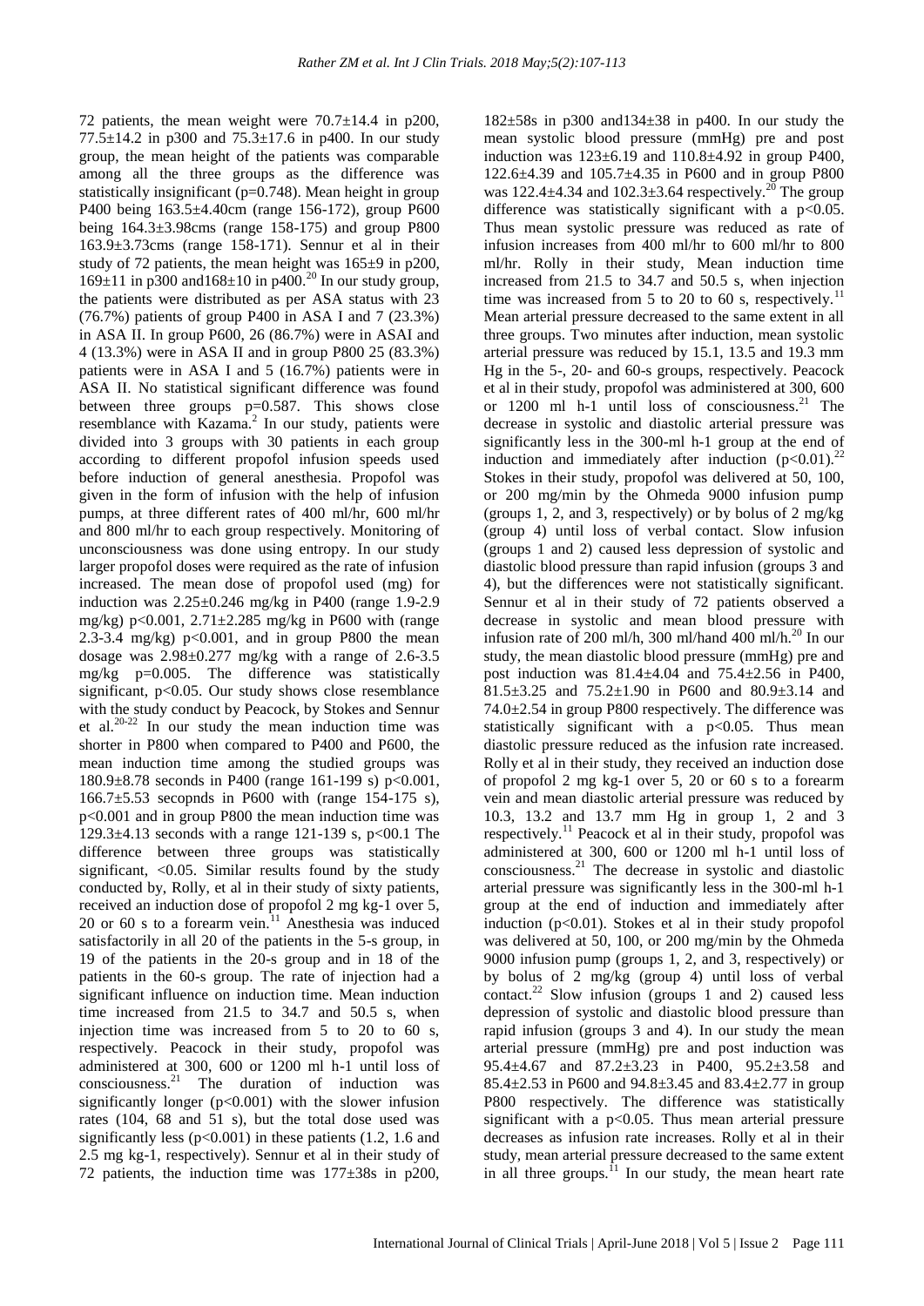72 patients, the mean weight were 70.7±14.4 in p200, 77.5±14.2 in p300 and 75.3±17.6 in p400. In our study group, the mean height of the patients was comparable among all the three groups as the difference was statistically insignificant (p=0.748). Mean height in group P400 being 163.5±4.40cm (range 156-172), group P600 being 164.3±3.98cms (range 158-175) and group P800 163.9±3.73cms (range 158-171). Sennur et al in their study of 72 patients, the mean height was 165±9 in p200, 169±11 in p300 and168±10 in p400.[20] In our study group, the patients were distributed as per ASA status with 23 (76.7%) patients of group P400 in ASA I and 7 (23.3%) in ASA II. In group P600, 26 (86.7%) were in ASAI and 4 (13.3%) were in ASA II and in group P800 25 (83.3%) patients were in ASA I and 5 (16.7%) patients were in ASA II. No statistical significant difference was found between three groups p=0.587. This shows close resemblance with Kazama.[2] In our study, patients were divided into 3 groups with 30 patients in each group according to different propofol infusion speeds used before induction of general anesthesia. Propofol was given in the form of infusion with the help of infusion pumps, at three different rates of 400 ml/hr, 600 ml/hr and 800 ml/hr to each group respectively. Monitoring of unconsciousness was done using entropy. In our study larger propofol doses were required as the rate of infusion increased. The mean dose of propofol used (mg) for induction was 2.25±0.246 mg/kg in P400 (range 1.9-2.9 mg/kg) p<0.001, 2.71±2.285 mg/kg in P600 with (range 2.3-3.4 mg/kg) p<0.001, and in group P800 the mean dosage was 2.98±0.277 mg/kg with a range of 2.6-3.5 mg/kg p=0.005. The difference was statistically significant, p<0.05. Our study shows close resemblance with the study conduct by Peacock, by Stokes and Sennur et al.[20-22] In our study the mean induction time was shorter in P800 when compared to P400 and P600, the mean induction time among the studied groups was 180.9±8.78 seconds in P400 (range 161-199 s) p<0.001, 166.7±5.53 secopnds in P600 with (range 154-175 s), p<0.001 and in group P800 the mean induction time was 129.3±4.13 seconds with a range 121-139 s, p<00.1 The difference between three groups was statistically significant, <0.05. Similar results found by the study conducted by, Rolly, et al in their study of sixty patients, received an induction dose of propofol 2 mg kg-1 over 5, 20 or 60 s to a forearm vein.[11] Anesthesia was induced satisfactorily in all 20 of the patients in the 5-s group, in 19 of the patients in the 20-s group and in 18 of the patients in the 60-s group. The rate of injection had a significant influence on induction time. Mean induction time increased from 21.5 to 34.7 and 50.5 s, when injection time was increased from 5 to 20 to 60 s, respectively. Peacock in their study, propofol was administered at 300, 600 or 1200 ml h-1 until loss of consciousness.[21] The duration of induction was significantly longer (p<0.001) with the slower infusion rates (104, 68 and 51 s), but the total dose used was significantly less (p<0.001) in these patients (1.2, 1.6 and 2.5 mg kg-1, respectively). Sennur et al in their study of 72 patients, the induction time was 177±38s in p200, 182±58s in p300 and134±38 in p400. In our study the mean systolic blood pressure (mmHg) pre and post induction was 123±6.19 and 110.8±4.92 in group P400, 122.6±4.39 and 105.7±4.35 in P600 and in group P800 was 122.4±4.34 and 102.3±3.64 respectively.[20] The group difference was statistically significant with a p<0.05. Thus mean systolic pressure was reduced as rate of infusion increases from 400 ml/hr to 600 ml/hr to 800 ml/hr. Rolly in their study, Mean induction time increased from 21.5 to 34.7 and 50.5 s, when injection time was increased from 5 to 20 to 60 s, respectively.[11] Mean arterial pressure decreased to the same extent in all three groups. Two minutes after induction, mean systolic arterial pressure was reduced by 15.1, 13.5 and 19.3 mm Hg in the 5-, 20- and 60-s groups, respectively. Peacock et al in their study, propofol was administered at 300, 600 or 1200 ml h-1 until loss of consciousness.[21] The decrease in systolic and diastolic arterial pressure was significantly less in the 300-ml h-1 group at the end of induction and immediately after induction (p<0.01).[22] Stokes in their study, propofol was delivered at 50, 100, or 200 mg/min by the Ohmeda 9000 infusion pump (groups 1, 2, and 3, respectively) or by bolus of 2 mg/kg (group 4) until loss of verbal contact. Slow infusion (groups 1 and 2) caused less depression of systolic and diastolic blood pressure than rapid infusion (groups 3 and 4), but the differences were not statistically significant. Sennur et al in their study of 72 patients observed a decrease in systolic and mean blood pressure with infusion rate of 200 ml/h, 300 ml/hand 400 ml/h.[20] In our study, the mean diastolic blood pressure (mmHg) pre and post induction was 81.4±4.04 and 75.4±2.56 in P400, 81.5±3.25 and 75.2±1.90 in P600 and 80.9±3.14 and 74.0±2.54 in group P800 respectively. The difference was statistically significant with a p<0.05. Thus mean diastolic pressure reduced as the infusion rate increased. Rolly et al in their study, they received an induction dose of propofol 2 mg kg-1 over 5, 20 or 60 s to a forearm vein and mean diastolic arterial pressure was reduced by 10.3, 13.2 and 13.7 mm Hg in group 1, 2 and 3 respectively.[11] Peacock et al in their study, propofol was administered at 300, 600 or 1200 ml h-1 until loss of consciousness.[21] The decrease in systolic and diastolic arterial pressure was significantly less in the 300-ml h-1 group at the end of induction and immediately after induction (p<0.01). Stokes et al in their study propofol was delivered at 50, 100, or 200 mg/min by the Ohmeda 9000 infusion pump (groups 1, 2, and 3, respectively) or by bolus of 2 mg/kg (group 4) until loss of verbal contact.[22] Slow infusion (groups 1 and 2) caused less depression of systolic and diastolic blood pressure than rapid infusion (groups 3 and 4). In our study the mean arterial pressure (mmHg) pre and post induction was 95.4±4.67 and 87.2±3.23 in P400, 95.2±3.58 and 85.4±2.53 in P600 and 94.8±3.45 and 83.4±2.77 in group P800 respectively. The difference was statistically significant with a p<0.05. Thus mean arterial pressure decreases as infusion rate increases. Rolly et al in their study, mean arterial pressure decreased to the same extent in all three groups.[11] In our study, the mean heart rate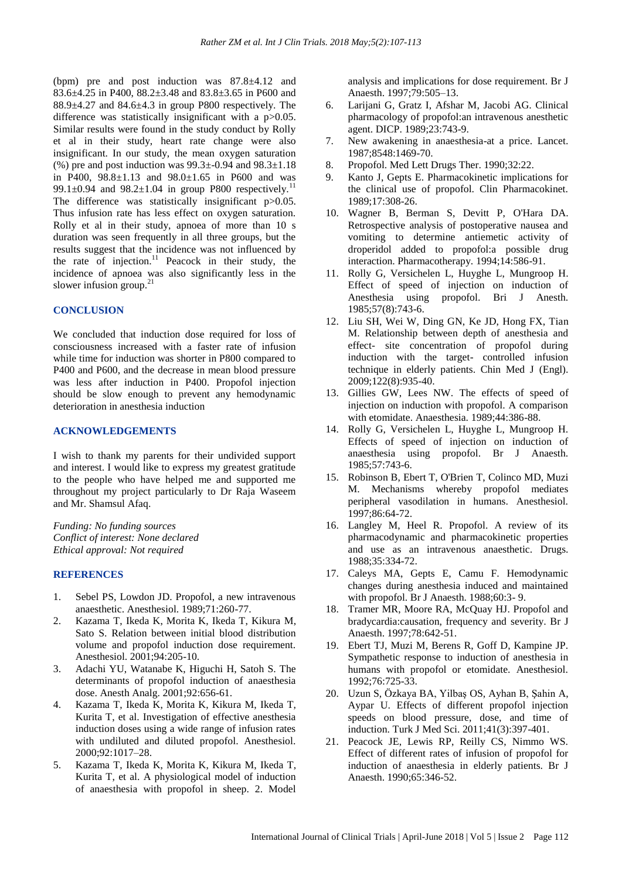(bpm) pre and post induction was 87.8±4.12 and 83.6±4.25 in P400, 88.2±3.48 and 83.8±3.65 in P600 and 88.9±4.27 and 84.6±4.3 in group P800 respectively. The difference was statistically insignificant with a p>0.05. Similar results were found in the study conduct by Rolly et al in their study, heart rate change were also insignificant. In our study, the mean oxygen saturation (%) pre and post induction was 99.3±-0.94 and 98.3±1.18 in P400, 98.8±1.13 and 98.0±1.65 in P600 and was 99.1±0.94 and 98.2±1.04 in group P800 respectively.[11] The difference was statistically insignificant p>0.05. Thus infusion rate has less effect on oxygen saturation. Rolly et al in their study, apnoea of more than 10 s duration was seen frequently in all three groups, but the results suggest that the incidence was not influenced by the rate of injection.[11] Peacock in their study, the incidence of apnoea was also significantly less in the slower infusion group.[21]

## CONCLUSION

We concluded that induction dose required for loss of consciousness increased with a faster rate of infusion while time for induction was shorter in P800 compared to P400 and P600, and the decrease in mean blood pressure was less after induction in P400. Propofol injection should be slow enough to prevent any hemodynamic deterioration in anesthesia induction

## ACKNOWLEDGEMENTS

I wish to thank my parents for their undivided support and interest. I would like to express my greatest gratitude to the people who have helped me and supported me throughout my project particularly to Dr Raja Waseem and Mr. Shamsul Afaq.

*Funding: No funding sources*
*Conflict of interest: None declared*
*Ethical approval: Not required*

## REFERENCES

1. Sebel PS, Lowdon JD. Propofol, a new intravenous anaesthetic. Anesthesiol. 1989;71:260-77.
2. Kazama T, Ikeda K, Morita K, Ikeda T, Kikura M, Sato S. Relation between initial blood distribution volume and propofol induction dose requirement. Anesthesiol. 2001;94:205-10.
3. Adachi YU, Watanabe K, Higuchi H, Satoh S. The determinants of propofol induction of anaesthesia dose. Anesth Analg. 2001;92:656-61.
4. Kazama T, Ikeda K, Morita K, Kikura M, Ikeda T, Kurita T, et al. Investigation of effective anesthesia induction doses using a wide range of infusion rates with undiluted and diluted propofol. Anesthesiol. 2000;92:1017–28.
5. Kazama T, Ikeda K, Morita K, Kikura M, Ikeda T, Kurita T, et al. A physiological model of induction of anaesthesia with propofol in sheep. 2. Model analysis and implications for dose requirement. Br J Anaesth. 1997;79:505–13.
6. Larijani G, Gratz I, Afshar M, Jacobi AG. Clinical pharmacology of propofol:an intravenous anesthetic agent. DICP. 1989;23:743-9.
7. New awakening in anaesthesia-at a price. Lancet. 1987;8548:1469-70.
8. Propofol. Med Lett Drugs Ther. 1990;32:22.
9. Kanto J, Gepts E. Pharmacokinetic implications for the clinical use of propofol. Clin Pharmacokinet. 1989;17:308-26.
10. Wagner B, Berman S, Devitt P, O'Hara DA. Retrospective analysis of postoperative nausea and vomiting to determine antiemetic activity of droperidol added to propofol:a possible drug interaction. Pharmacotherapy. 1994;14:586-91.
11. Rolly G, Versichelen L, Huyghe L, Mungroop H. Effect of speed of injection on induction of Anesthesia using propofol. Bri J Anesth. 1985;57(8):743-6.
12. Liu SH, Wei W, Ding GN, Ke JD, Hong FX, Tian M. Relationship between depth of anesthesia and effect- site concentration of propofol during induction with the target- controlled infusion technique in elderly patients. Chin Med J (Engl). 2009;122(8):935-40.
13. Gillies GW, Lees NW. The effects of speed of injection on induction with propofol. A comparison with etomidate. Anaesthesia. 1989;44:386-88.
14. Rolly G, Versichelen L, Huyghe L, Mungroop H. Effects of speed of injection on induction of anaesthesia using propofol. Br J Anaesth. 1985;57:743-6.
15. Robinson B, Ebert T, O'Brien T, Colinco MD, Muzi M. Mechanisms whereby propofol mediates peripheral vasodilation in humans. Anesthesiol. 1997;86:64-72.
16. Langley M, Heel R. Propofol. A review of its pharmacodynamic and pharmacokinetic properties and use as an intravenous anaesthetic. Drugs. 1988;35:334-72.
17. Caleys MA, Gepts E, Camu F. Hemodynamic changes during anesthesia induced and maintained with propofol. Br J Anaesth. 1988;60:3- 9.
18. Tramer MR, Moore RA, McQuay HJ. Propofol and bradycardia:causation, frequency and severity. Br J Anaesth. 1997;78:642-51.
19. Ebert TJ, Muzi M, Berens R, Goff D, Kampine JP. Sympathetic response to induction of anesthesia in humans with propofol or etomidate. Anesthesiol. 1992;76:725-33.
20. Uzun S, Özkaya BA, Yilbaş OS, Ayhan B, Şahin A, Aypar U. Effects of different propofol injection speeds on blood pressure, dose, and time of induction. Turk J Med Sci. 2011;41(3):397-401.
21. Peacock JE, Lewis RP, Reilly CS, Nimmo WS. Effect of different rates of infusion of propofol for induction of anaesthesia in elderly patients. Br J Anaesth. 1990;65:346-52.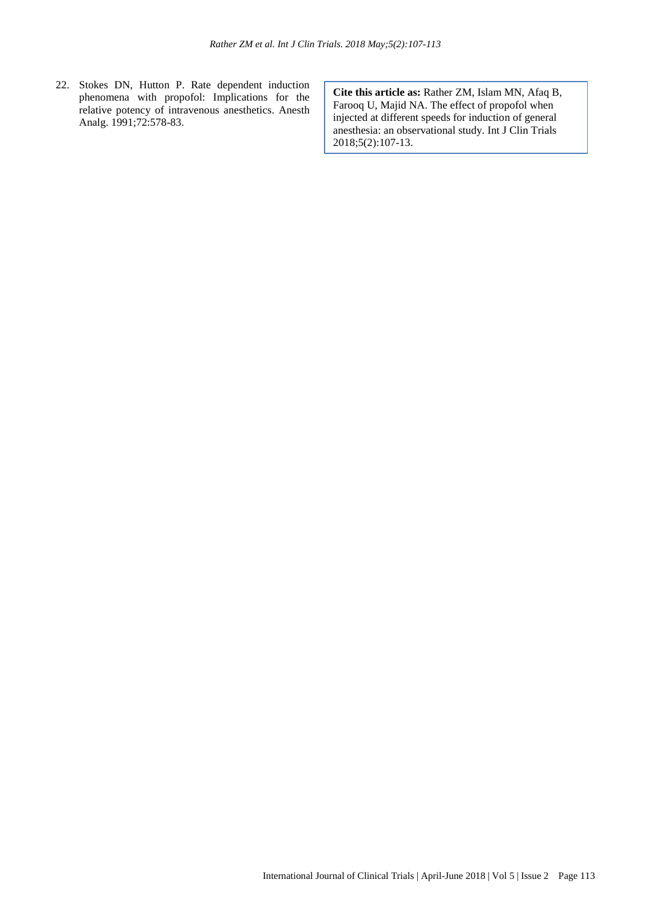22. Stokes DN, Hutton P. Rate dependent induction phenomena with propofol: Implications for the relative potency of intravenous anesthetics. Anesth Analg. 1991;72:578-83.

**Cite this article as:** Rather ZM, Islam MN, Afaq B, Farooq U, Majid NA. The effect of propofol when injected at different speeds for induction of general anesthesia: an observational study. Int J Clin Trials 2018;5(2):107-13.